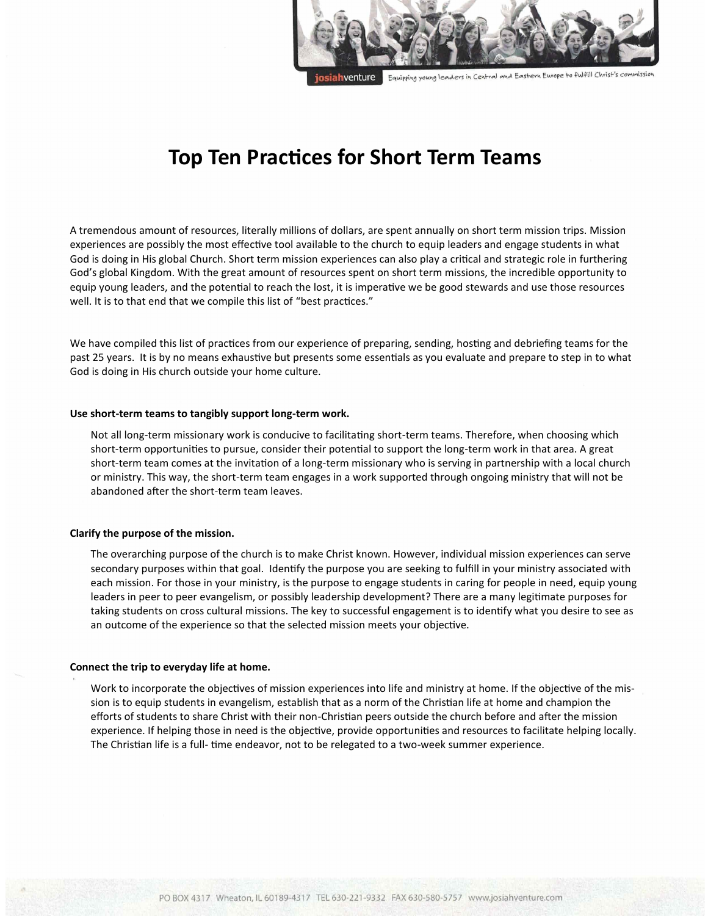# Top Ten Practices for Short Term Teams

A tremendous amount of resources, literally millions of dollars, are spent annually on short term mission trips. Mission experiences are possibly the most effective tool available to the church to equip leaders and engage students in what God is doing in His global Church. Short term mission experiences can also play a critical and strategic role in furthering God's global Kingdom. With the great amount of resources spent on short term missions, the incredible opportunity to equip young leaders, and the potential to reach the lost, it is imperative we be good stewards and use those resources well. It is to that end that we compile this list of "best practices."

We have compiled this list of practices from our experience of preparing, sending, hosting and debriefing teams for the past 25 years. It is by no means exhaustive but presents some essentials as you evaluate and prepare to step in to what God is doing in His church outside your home culture.

**Use short-term teams to tangibly support long-term work.**

Not all long-term missionary work is conducive to facilitating short-term teams. Therefore, when choosing which short-term opportunities to pursue, consider their potential to support the long-term work in that area. A great short-term team comes at the invitation of a long-term missionary who is serving in partnership with a local church or ministry. This way, the short-term team engages in a work supported through ongoing ministry that will not be abandoned after the short-term team leaves.

**Clarify the purpose of the mission.**

The overarching purpose of the church is to make Christ known. However, individual mission experiences can serve secondary purposes within that goal. Identify the purpose you are seeking to fulfill in your ministry associated with each mission. For those in your ministry, is the purpose to engage students in caring for people in need, equip young leaders in peer to peer evangelism, or possibly leadership development? There are a many legitimate purposes for taking students on cross cultural missions. The key to successful engagement is to identify what you desire to see as an outcome of the experience so that the selected mission meets your objective.

**Connect the trip to everyday life at home.**

Work to incorporate the objectives of mission experiences into life and ministry at home. If the objective of the mission is to equip students in evangelism, establish that as a norm of the Christian life at home and champion the efforts of students to share Christ with their non-Christian peers outside the church before and after the mission experience. If helping those in need is the objective, provide opportunities and resources to facilitate helping locally. The Christian life is a full- time endeavor, not to be relegated to a two-week summer experience.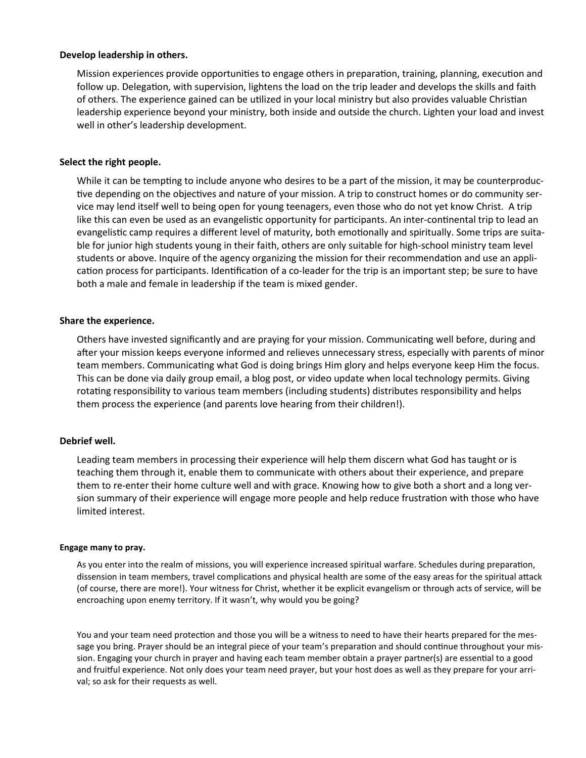**Develop leadership in others.**

Mission experiences provide opportunities to engage others in preparation, training, planning, execution and follow up. Delegation, with supervision, lightens the load on the trip leader and develops the skills and faith of others. The experience gained can be utilized in your local ministry but also provides valuable Christian leadership experience beyond your ministry, both inside and outside the church. Lighten your load and invest well in other's leadership development.

**Select the right people.**

While it can be tempting to include anyone who desires to be a part of the mission, it may be counterproductive depending on the objectives and nature of your mission. A trip to construct homes or do community service may lend itself well to being open for young teenagers, even those who do not yet know Christ. A trip like this can even be used as an evangelistic opportunity for participants. An inter-continental trip to lead an evangelistic camp requires a different level of maturity, both emotionally and spiritually. Some trips are suitable for junior high students young in their faith, others are only suitable for high-school ministry team level students or above. Inquire of the agency organizing the mission for their recommendation and use an application process for participants. Identification of a co-leader for the trip is an important step; be sure to have both a male and female in leadership if the team is mixed gender.

**Share the experience.**

Others have invested significantly and are praying for your mission. Communicating well before, during and after your mission keeps everyone informed and relieves unnecessary stress, especially with parents of minor team members. Communicating what God is doing brings Him glory and helps everyone keep Him the focus. This can be done via daily group email, a blog post, or video update when local technology permits. Giving rotating responsibility to various team members (including students) distributes responsibility and helps them process the experience (and parents love hearing from their children!).

**Debrief well.**

Leading team members in processing their experience will help them discern what God has taught or is teaching them through it, enable them to communicate with others about their experience, and prepare them to re-enter their home culture well and with grace. Knowing how to give both a short and a long version summary of their experience will engage more people and help reduce frustration with those who have limited interest.

**Engage many to pray.**

As you enter into the realm of missions, you will experience increased spiritual warfare. Schedules during preparation, dissension in team members, travel complications and physical health are some of the easy areas for the spiritual attack (of course, there are more!). Your witness for Christ, whether it be explicit evangelism or through acts of service, will be encroaching upon enemy territory. If it wasn't, why would you be going?

You and your team need protection and those you will be a witness to need to have their hearts prepared for the message you bring. Prayer should be an integral piece of your team's preparation and should continue throughout your mission. Engaging your church in prayer and having each team member obtain a prayer partner(s) are essential to a good and fruitful experience. Not only does your team need prayer, but your host does as well as they prepare for your arrival; so ask for their requests as well.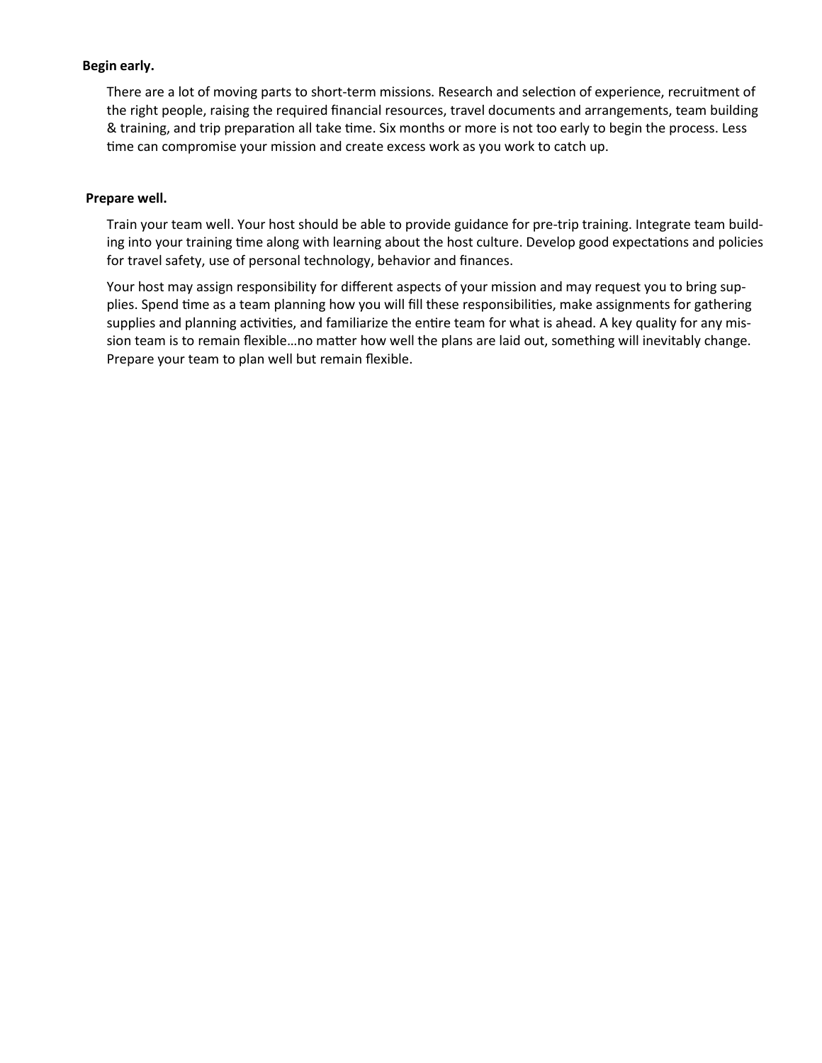**Begin early.**

There are a lot of moving parts to short-term missions. Research and selection of experience, recruitment of the right people, raising the required financial resources, travel documents and arrangements, team building & training, and trip preparation all take time. Six months or more is not too early to begin the process. Less time can compromise your mission and create excess work as you work to catch up.

**Prepare well.**

Train your team well. Your host should be able to provide guidance for pre-trip training. Integrate team building into your training time along with learning about the host culture. Develop good expectations and policies for travel safety, use of personal technology, behavior and finances.

Your host may assign responsibility for different aspects of your mission and may request you to bring supplies. Spend time as a team planning how you will fill these responsibilities, make assignments for gathering supplies and planning activities, and familiarize the entire team for what is ahead. A key quality for any mission team is to remain flexible…no matter how well the plans are laid out, something will inevitably change. Prepare your team to plan well but remain flexible.